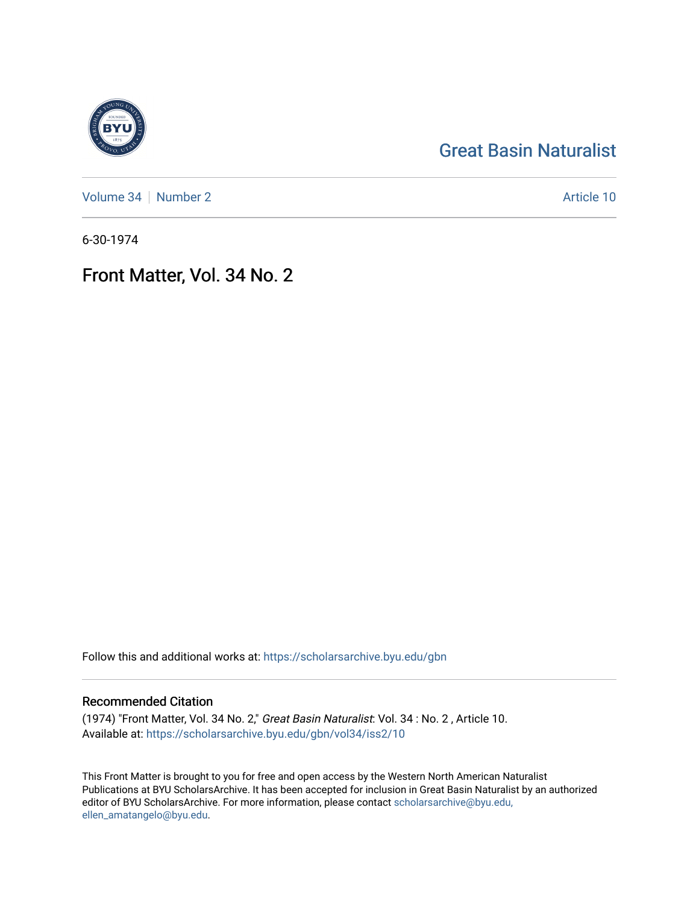Great Basin Naturalist

Volume 34 | Number 2 Article 10

6-30-1974

# Front Matter, Vol. 34 No. 2

Follow this and additional works at: https://scholarsarchive.byu.edu/gbn

## Recommended Citation

(1974) "Front Matter, Vol. 34 No. 2," *Great Basin Naturalist*: Vol. 34 : No. 2 , Article 10.
Available at: https://scholarsarchive.byu.edu/gbn/vol34/iss2/10

This Front Matter is brought to you for free and open access by the Western North American Naturalist Publications at BYU ScholarsArchive. It has been accepted for inclusion in Great Basin Naturalist by an authorized editor of BYU ScholarsArchive. For more information, please contact scholarsarchive@byu.edu, ellen_amatangelo@byu.edu.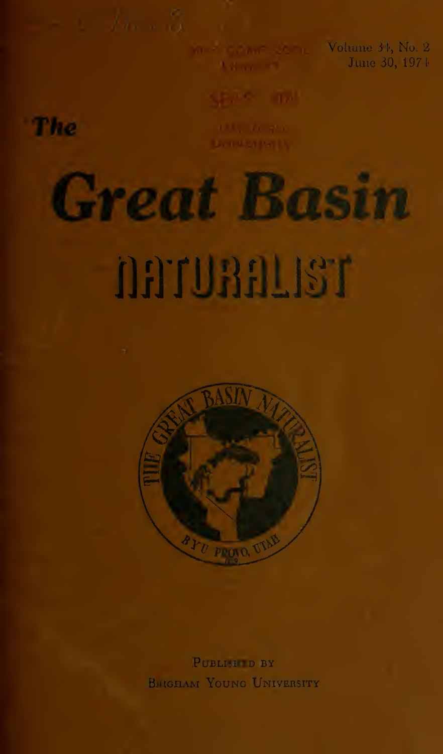Volume 34, No. 2
June 30, 1974

*The*

# Great Basin

# NATURALIST

PUBLISHED BY
BRIGHAM YOUNG UNIVERSITY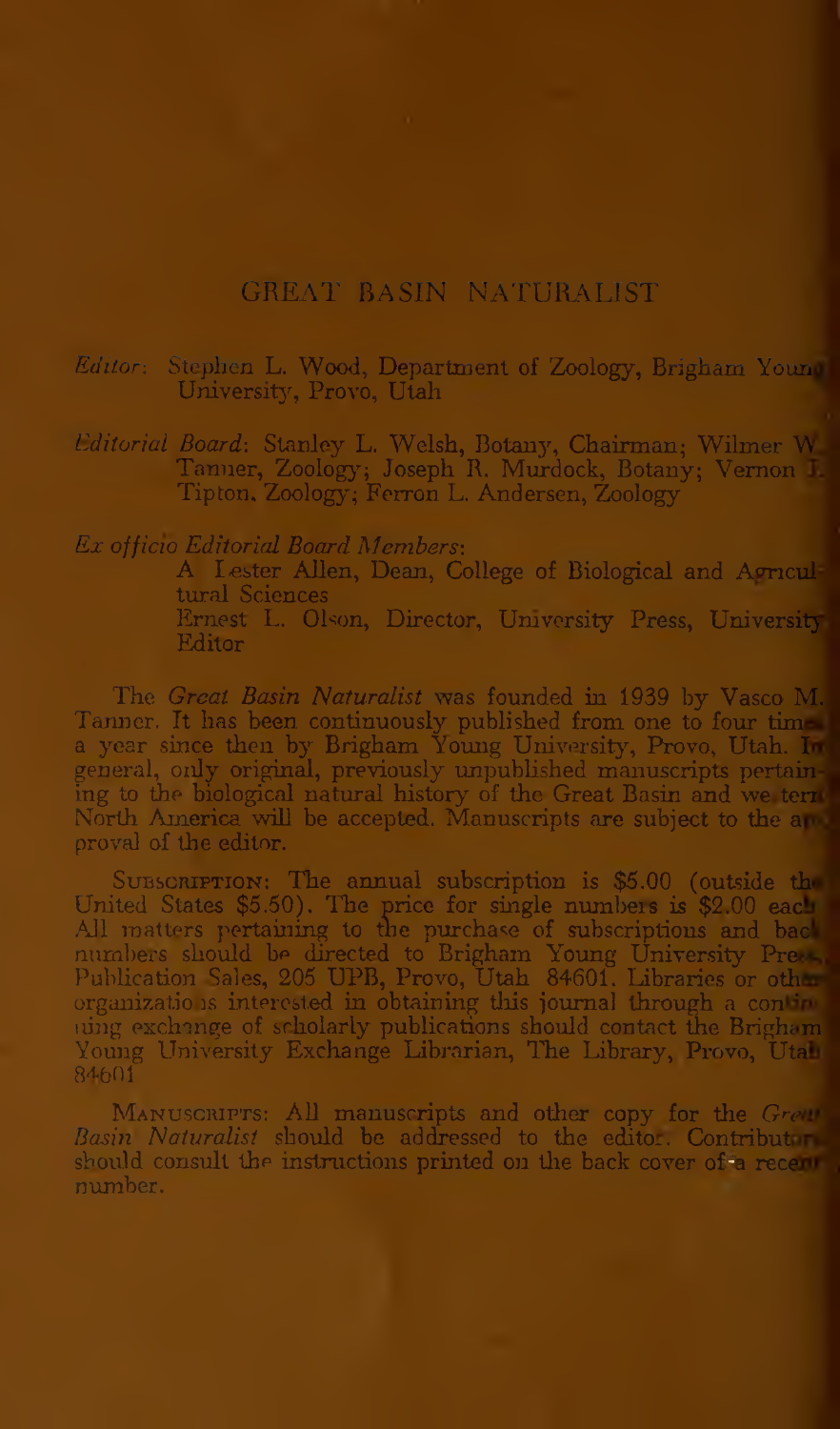# GREAT BASIN NATURALIST

*Editor*: Stephen L. Wood, Department of Zoology, Brigham Young University, Provo, Utah

*Editorial Board*: Stanley L. Welsh, Botany, Chairman; Wilmer W. Tanner, Zoology; Joseph R. Murdock, Botany; Vernon J. Tipton, Zoology; Ferron L. Andersen, Zoology

*Ex officio Editorial Board Members*:

A. Lester Allen, Dean, College of Biological and Agricultural Sciences

Ernest L. Olson, Director, University Press, University Editor

The *Great Basin Naturalist* was founded in 1939 by Vasco M. Tanner. It has been continuously published from one to four times a year since then by Brigham Young University, Provo, Utah. In general, only original, previously unpublished manuscripts pertaining to the biological natural history of the Great Basin and western North America will be accepted. Manuscripts are subject to the approval of the editor.

SUBSCRIPTION: The annual subscription is $5.00 (outside the United States $5.50). The price for single numbers is $2.00 each. All matters pertaining to the purchase of subscriptions and back numbers should be directed to Brigham Young University Press, Publication Sales, 205 UPB, Provo, Utah 84601. Libraries or other organizations interested in obtaining this journal through a continuing exchange of scholarly publications should contact the Brigham Young University Exchange Librarian, The Library, Provo, Utah 84601.

MANUSCRIPTS: All manuscripts and other copy for the *Great Basin Naturalist* should be addressed to the editor. Contributors should consult the instructions printed on the back cover of a recent number.